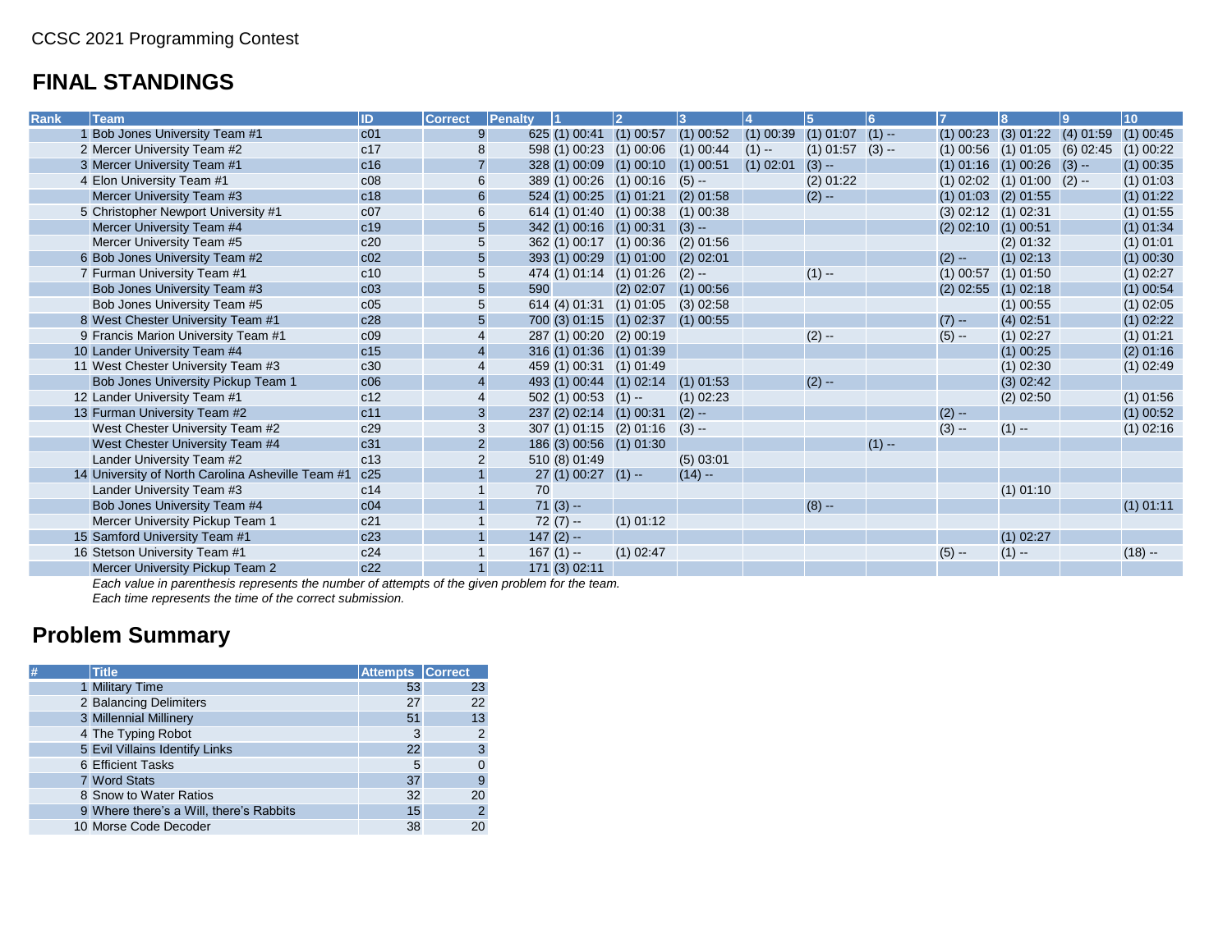CCSC 2021 Programming Contest

## FINAL STANDINGS

| Rank | Team | ID | Correct | Penalty | 1 | 2 | 3 | 4 | 5 | 6 | 7 | 8 | 9 | 10 |
|---|---|---|---|---|---|---|---|---|---|---|---|---|---|---|
| 1 | Bob Jones University Team #1 | c01 | 9 | 625 | (1) 00:41 | (1) 00:57 | (1) 00:52 | (1) 00:39 | (1) 01:07 | (1) -- | (1) 00:23 | (3) 01:22 | (4) 01:59 | (1) 00:45 |
| 2 | Mercer University Team #2 | c17 | 8 | 598 | (1) 00:23 | (1) 00:06 | (1) 00:44 | (1) -- | (1) 01:57 | (3) -- | (1) 00:56 | (1) 01:05 | (6) 02:45 | (1) 00:22 |
| 3 | Mercer University Team #1 | c16 | 7 | 328 | (1) 00:09 | (1) 00:10 | (1) 00:51 | (1) 02:01 | (3) -- | | (1) 01:16 | (1) 00:26 | (3) -- | (1) 00:35 |
| 4 | Elon University Team #1 | c08 | 6 | 389 | (1) 00:26 | (1) 00:16 | (5) -- | | (2) 01:22 | | (1) 02:02 | (1) 01:00 | (2) -- | (1) 01:03 |
| | Mercer University Team #3 | c18 | 6 | 524 | (1) 00:25 | (1) 01:21 | (2) 01:58 | | (2) -- | | (1) 01:03 | (2) 01:55 | | (1) 01:22 |
| 5 | Christopher Newport University #1 | c07 | 6 | 614 | (1) 01:40 | (1) 00:38 | (1) 00:38 | | | | (3) 02:12 | (1) 02:31 | | (1) 01:55 |
| | Mercer University Team #4 | c19 | 5 | 342 | (1) 00:16 | (1) 00:31 | (3) -- | | | | (2) 02:10 | (1) 00:51 | | (1) 01:34 |
| | Mercer University Team #5 | c20 | 5 | 362 | (1) 00:17 | (1) 00:36 | (2) 01:56 | | | | | (2) 01:32 | | (1) 01:01 |
| 6 | Bob Jones University Team #2 | c02 | 5 | 393 | (1) 00:29 | (1) 01:00 | (2) 02:01 | | | | (2) -- | (1) 02:13 | | (1) 00:30 |
| 7 | Furman University Team #1 | c10 | 5 | 474 | (1) 01:14 | (1) 01:26 | (2) -- | | (1) -- | | (1) 00:57 | (1) 01:50 | | (1) 02:27 |
| | Bob Jones University Team #3 | c03 | 5 | 590 | | (2) 02:07 | (1) 00:56 | | | | (2) 02:55 | (1) 02:18 | | (1) 00:54 |
| | Bob Jones University Team #5 | c05 | 5 | 614 | (4) 01:31 | (1) 01:05 | (3) 02:58 | | | | | (1) 00:55 | | (1) 02:05 |
| 8 | West Chester University Team #1 | c28 | 5 | 700 | (3) 01:15 | (1) 02:37 | (1) 00:55 | | | | (7) -- | (4) 02:51 | | (1) 02:22 |
| 9 | Francis Marion University Team #1 | c09 | 4 | 287 | (1) 00:20 | (2) 00:19 | | | (2) -- | | (5) -- | (1) 02:27 | | (1) 01:21 |
| 10 | Lander University Team #4 | c15 | 4 | 316 | (1) 01:36 | (1) 01:39 | | | | | | (1) 00:25 | | (2) 01:16 |
| 11 | West Chester University Team #3 | c30 | 4 | 459 | (1) 00:31 | (1) 01:49 | | | | | | (1) 02:30 | | (1) 02:49 |
| | Bob Jones University Pickup Team 1 | c06 | 4 | 493 | (1) 00:44 | (1) 02:14 | (1) 01:53 | | (2) -- | | | (3) 02:42 | | |
| 12 | Lander University Team #1 | c12 | 4 | 502 | (1) 00:53 | (1) -- | (1) 02:23 | | | | | (2) 02:50 | | (1) 01:56 |
| 13 | Furman University Team #2 | c11 | 3 | 237 | (2) 02:14 | (1) 00:31 | (2) -- | | | | (2) -- | | | (1) 00:52 |
| | West Chester University Team #2 | c29 | 3 | 307 | (1) 01:15 | (2) 01:16 | (3) -- | | | | (3) -- | (1) -- | | (1) 02:16 |
| | West Chester University Team #4 | c31 | 2 | 186 | (3) 00:56 | (1) 01:30 | | | | (1) -- | | | | |
| | Lander University Team #2 | c13 | 2 | 510 | (8) 01:49 | | (5) 03:01 | | | | | | | |
| 14 | University of North Carolina Asheville Team #1 | c25 | 1 | 27 | (1) 00:27 | (1) -- | (14) -- | | | | | | | |
| | Lander University Team #3 | c14 | 1 | 70 | | | | | | | | (1) 01:10 | | |
| | Bob Jones University Team #4 | c04 | 1 | 71 | (3) -- | | | | (8) -- | | | | | (1) 01:11 |
| | Mercer University Pickup Team 1 | c21 | 1 | 72 | (7) -- | (1) 01:12 | | | | | | | | |
| 15 | Samford University Team #1 | c23 | 1 | 147 | (2) -- | | | | | | | (1) 02:27 | | |
| 16 | Stetson University Team #1 | c24 | 1 | 167 | (1) -- | (1) 02:47 | | | | | (5) -- | (1) -- | | (18) -- |
| | Mercer University Pickup Team 2 | c22 | 1 | 171 | (3) 02:11 | | | | | | | | | |

*Each value in parenthesis represents the number of attempts of the given problem for the team.*
*Each time represents the time of the correct submission.*

## Problem Summary

| # | Title | Attempts | Correct |
|---|---|---|---|
| 1 | Military Time | 53 | 23 |
| 2 | Balancing Delimiters | 27 | 22 |
| 3 | Millennial Millinery | 51 | 13 |
| 4 | The Typing Robot | 3 | 2 |
| 5 | Evil Villains Identify Links | 22 | 3 |
| 6 | Efficient Tasks | 5 | 0 |
| 7 | Word Stats | 37 | 9 |
| 8 | Snow to Water Ratios | 32 | 20 |
| 9 | Where there's a Will, there's Rabbits | 15 | 2 |
| 10 | Morse Code Decoder | 38 | 20 |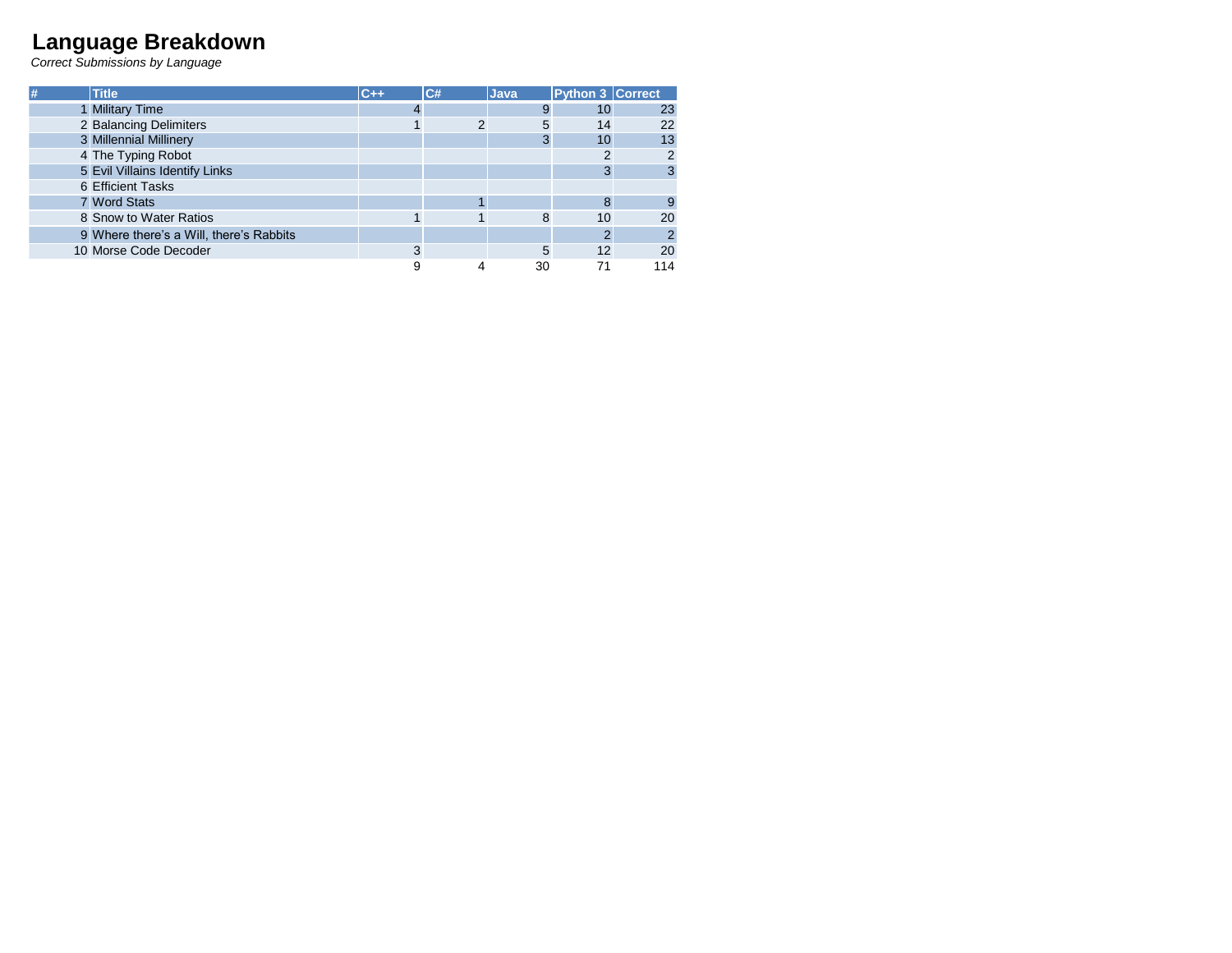# Language Breakdown

*Correct Submissions by Language*

| # | Title | C++ | C# | Java | Python 3 | Correct |
|---|---|---|---|---|---|---|
| 1 | Military Time | 4 | | 9 | 10 | 23 |
| 2 | Balancing Delimiters | 1 | 2 | 5 | 14 | 22 |
| 3 | Millennial Millinery | | | 3 | 10 | 13 |
| 4 | The Typing Robot | | | | 2 | 2 |
| 5 | Evil Villains Identify Links | | | | 3 | 3 |
| 6 | Efficient Tasks | | | | | |
| 7 | Word Stats | | 1 | | 8 | 9 |
| 8 | Snow to Water Ratios | 1 | 1 | 8 | 10 | 20 |
| 9 | Where there's a Will, there's Rabbits | | | | 2 | 2 |
| 10 | Morse Code Decoder | 3 | | 5 | 12 | 20 |
| | | 9 | 4 | 30 | 71 | 114 |